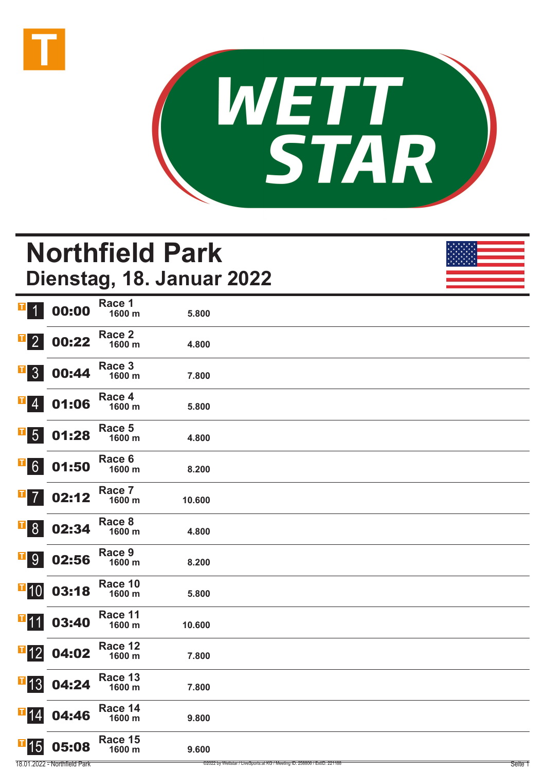# Northfield Park

## Dienstag, 18. Januar 2022

| Nr. | Zeit | Rennen | Distanz | Preisgeld |
|---|---|---|---|---|
| 1 | 00:00 | Race 1 | 1600 m | 5.800 |
| 2 | 00:22 | Race 2 | 1600 m | 4.800 |
| 3 | 00:44 | Race 3 | 1600 m | 7.800 |
| 4 | 01:06 | Race 4 | 1600 m | 5.800 |
| 5 | 01:28 | Race 5 | 1600 m | 4.800 |
| 6 | 01:50 | Race 6 | 1600 m | 8.200 |
| 7 | 02:12 | Race 7 | 1600 m | 10.600 |
| 8 | 02:34 | Race 8 | 1600 m | 4.800 |
| 9 | 02:56 | Race 9 | 1600 m | 8.200 |
| 10 | 03:18 | Race 10 | 1600 m | 5.800 |
| 11 | 03:40 | Race 11 | 1600 m | 10.600 |
| 12 | 04:02 | Race 12 | 1600 m | 7.800 |
| 13 | 04:24 | Race 13 | 1600 m | 7.800 |
| 14 | 04:46 | Race 14 | 1600 m | 9.800 |
| 15 | 05:08 | Race 15 | 1600 m | 9.600 |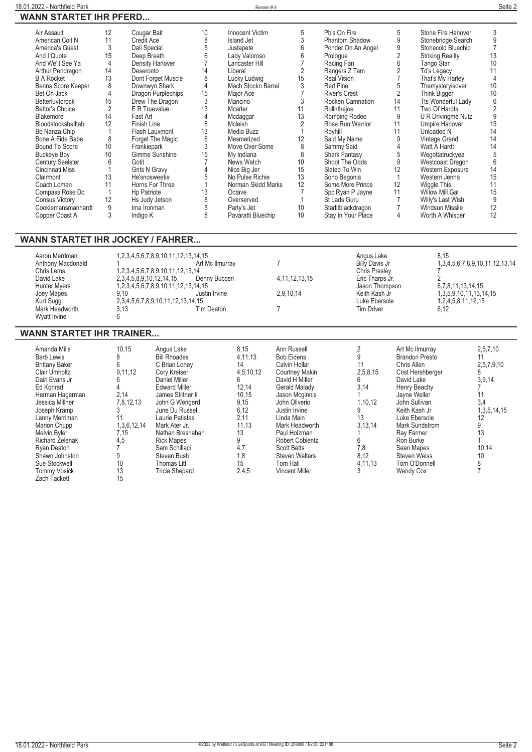## WANN STARTET IHR PFERD...

| Pferd | Rennen | Pferd | Rennen | Pferd | Rennen | Pferd | Rennen | Pferd | Rennen |
|---|---|---|---|---|---|---|---|---|---|
| Air Assault | 12 | Cougar Bait | 10 | Innocent Victim | 5 | Pb's On Fire | 5 | Stone Fire Hanover | 3 |
| American Colt N | 11 | Credit Ace | 8 | Island Jet | 3 | Phantom Shadow | 9 | Stonebridge Search | 9 |
| America's Guest | 3 | Dali Special | 5 | Justapete | 6 | Ponder On An Angel | 9 | Stonecold Bluechip | 7 |
| And I Quote | 15 | Deep Breath | 6 | Lady Valoroso | 6 | Prologue | 2 | Striking Reality | 13 |
| And We'll See Ya | 4 | Density Hanover | 7 | Lancaster Hill | 7 | Racing Fan | 6 | Tango Star | 10 |
| Arthur Pendragon | 14 | Deseronto | 14 | Liberal | 2 | Rangers Z Tam | 2 | Td's Legacy | 11 |
| B A Rocket | 13 | Dont Forget Muscle | 8 | Lucky Ludwig | 15 | Real Vision | 7 | That's My Harley | 4 |
| Benns Score Keeper | 8 | Downwyn Shark | 4 | Mach Stockn Barrel | 3 | Red Pine | 5 | Themysteryisover | 10 |
| Bet On Jack | 4 | Dragon Purplechips | 15 | Major Ace | 7 | River's Crest | 2 | Think Bigger | 10 |
| Betterluvtorock | 15 | Drew The Dragon | 3 | Mancino | 3 | Rocken Camnation | 14 | Tts Wonderful Lady | 6 |
| Bettor's Choice | 2 | E R Truevalue | 13 | Mcarter | 11 | Rollnthejoe | 11 | Two Of Hardts | 2 |
| Blakemore | 14 | Fast Art | 4 | Mcdaggar | 13 | Romping Rodeo | 9 | U R Drivingme Nutz | 9 |
| Bloodstockshalltab | 12 | Finish Line | 8 | Mcleish | 2 | Rose Run Warrior | 11 | Umpire Hanover | 15 |
| Bo Nanza Chip | 1 | Flash Lauxmont | 13 | Media Buzz | 1 | Royhill | 11 | Unloaded N | 14 |
| Bone A Fide Babe | 8 | Forget The Magic | 6 | Mesmerized | 12 | Said My Name | 9 | Vintage Grand | 14 |
| Bound To Score | 10 | Frankiepark | 3 | Move Over Some | 8 | Sammy Said | 4 | Watt A Hardt | 14 |
| Buckeye Boy | 10 | Gimme Sunshine | 15 | My Indiana | 8 | Shark Fantasy | 5 | Wegottatruckyea | 5 |
| Century Seelster | 6 | Gotit | 7 | News Watch | 10 | Shoot The Odds | 9 | Westcoast Dragon | 6 |
| Cincinnati Miss | 1 | Grits N Gravy | 4 | Nice Big Jer | 15 | Slated To Win | 12 | Western Exposure | 14 |
| Clairmont | 13 | He'snosweetie | 5 | No Pulse Richie | 13 | Soho Begonia | 1 | Western Jenna | 15 |
| Coach Loman | 11 | Horns For Three | 1 | Norman Skidd Marks | 12 | Some More Prince | 12 | Wiggle This | 11 |
| Compass Rose Dc | 1 | Hp Patriote | 13 | Octave | 7 | Spc Ryan P Jayne | 11 | Willow Mill Gal | 15 |
| Consus Victory | 12 | Hs Judy Jetson | 8 | Overserved | 1 | St Lads Guru | 7 | Willy's Last Wish | 9 |
| Cookiemansmanhardt | 9 | Ima Ironman | 5 | Party's Jet | 10 | Starlitblackdragon | 7 | Windsun Missile | 12 |
| Copper Coast A | 3 | Indigo K | 8 | Pavaratti Bluechip | 10 | Stay In Your Place | 4 | Worth A Whisper | 12 |

## WANN STARTET IHR JOCKEY / FAHRER...

| Fahrer | Rennen | Fahrer | Rennen | Fahrer | Rennen |
|---|---|---|---|---|---|
| Aaron Merriman | 1,2,3,4,5,6,7,8,9,10,11,12,13,14,15 | | | Angus Lake | 8,15 |
| Anthony Macdonald | 1 | Art Mc Ilmurray | 7 | Billy Davis Jr | 1,3,4,5,6,7,8,9,10,11,12,13,14 |
| Chris Lems | 1,2,3,4,5,6,7,8,9,10,11,12,13,14 | | | Chris Presley | 7 |
| David Lake | 2,3,4,5,8,9,10,12,14,15 | Denny Bucceri | 4,11,12,13,15 | Eric Tharps Jr. | 2 |
| Hunter Myers | 1,2,3,4,5,6,7,8,9,10,11,12,13,14,15 | | | Jason Thompson | 6,7,8,11,13,14,15 |
| Joey Mapes | 9,10 | Justin Irvine | 2,9,10,14 | Keith Kash Jr | 1,3,5,9,10,11,13,14,15 |
| Kurt Sugg | 2,3,4,5,6,7,8,9,10,11,12,13,14,15 | | | Luke Ebersole | 1,2,4,5,8,11,12,15 |
| Mark Headworth | 3,13 | Tim Deaton | 7 | Tim Driver | 6,12 |
| Wyatt Irvine | 6 | | | | |

## WANN STARTET IHR TRAINER...

| Trainer | Rennen | Trainer | Rennen | Trainer | Rennen | Trainer | Rennen |
|---|---|---|---|---|---|---|---|
| Amanda Mills | 10,15 | Angus Lake | 8,15 | Ann Russell | 2 | Art Mc Ilmurray | 2,5,7,10 |
| Barb Lewis | 8 | Bill Rhoades | 4,11,13 | Bob Eidens | 9 | Brandon Presto | 11 |
| Brittany Baker | 6 | C Brian Loney | 14 | Calvin Hollar | 11 | Chris Allen | 2,5,7,9,10 |
| Clair Umholtz | 9,11,12 | Cory Kreiser | 4,5,10,12 | Courtney Makin | 2,5,8,15 | Crist Hershberger | 8 |
| Dairl Evans Jr | 6 | Daniel Miller | 6 | David H Miller | 6 | David Lake | 3,9,14 |
| Ed Konrad | 4 | Edward Miller | 12,14 | Gerald Malady | 3,14 | Henry Beachy | 7 |
| Herman Hagerman | 2,14 | James Stiltner Ii | 10,15 | Jason Mcginnis | 1 | Jayne Weller | 11 |
| Jessica Millner | 7,8,12,13 | John G Wengerd | 9,15 | John Oliverio | 1,10,12 | John Sullivan | 3,4 |
| Joseph Kramp | 3 | June Du Russel | 6,12 | Justin Irvine | 9 | Keith Kash Jr | 1,3,5,14,15 |
| Lanny Merriman | 11 | Laurie Patistas | 2,11 | Linda Main | 13 | Luke Ebersole | 12 |
| Marion Chupp | 1,3,6,12,14 | Mark Ater Jr. | 11,13 | Mark Headworth | 3,13,14 | Mark Sundstrom | 9 |
| Melvin Byler | 7,15 | Nathan Bresnahan | 13 | Paul Holzman | 1 | Ray Farmer | 13 |
| Richard Zelenak | 4,5 | Rick Mapes | 9 | Robert Coblentz | 6 | Ron Burke | 1 |
| Ryan Deaton | 7 | Sam Schillaci | 4,7 | Scott Betts | 7,8 | Sean Mapes | 10,14 |
| Shawn Johnston | 9 | Steven Bush | 1,8 | Steven Walters | 8,12 | Steven Weiss | 10 |
| Sue Stockwell | 10 | Thomas Litt | 15 | Tom Hall | 4,11,13 | Tom O'Donnell | 8 |
| Tommy Vosick | 13 | Tricia Shepard | 2,4,5 | Vincent Miller | 3 | Wendy Cox | 7 |
| Zach Tackett | 15 | | | | | | |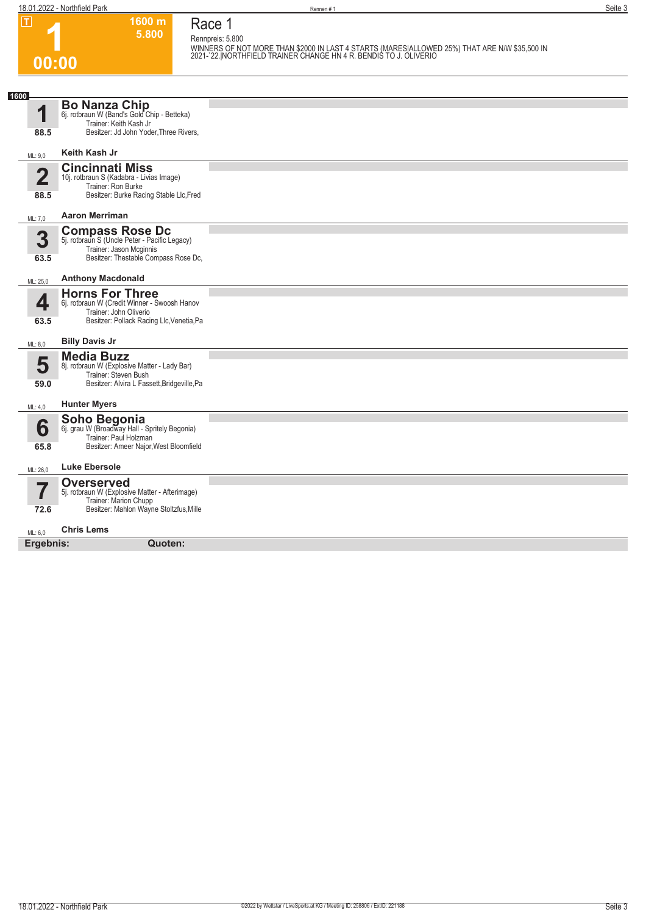# 1

**T** | **1600 m** | **5.800** | **00:00**

## Race 1

Rennpreis: 5.800

WINNERS OF NOT MORE THAN $2000 IN LAST 4 STARTS (MARES|ALLOWED 25%) THAT ARE N/W $35,500 IN 2021-`22.|NORTHFIELD TRAINER CHANGE HN 4 R. BENDIS TO J. OLIVERIO

**1600**

| Nr. | Pferd | Details |
|---|---|---|
| **1** (88.5) ML: 9,0 | **Bo Nanza Chip** | 6j. rotbraun W (Band's Gold Chip - Betteka)<br>Trainer: Keith Kash Jr<br>Besitzer: Jd John Yoder,Three Rivers,<br>**Keith Kash Jr** |
| **2** (88.5) ML: 7,0 | **Cincinnati Miss** | 10j. rotbraun S (Kadabra - Livias Image)<br>Trainer: Ron Burke<br>Besitzer: Burke Racing Stable Llc,Fred<br>**Aaron Merriman** |
| **3** (63.5) ML: 25,0 | **Compass Rose Dc** | 5j. rotbraun S (Uncle Peter - Pacific Legacy)<br>Trainer: Jason Mcginnis<br>Besitzer: Thestable Compass Rose Dc,<br>**Anthony Macdonald** |
| **4** (63.5) ML: 8,0 | **Horns For Three** | 6j. rotbraun W (Credit Winner - Swoosh Hanov<br>Trainer: John Oliverio<br>Besitzer: Pollack Racing Llc,Venetia,Pa<br>**Billy Davis Jr** |
| **5** (59.0) ML: 4,0 | **Media Buzz** | 8j. rotbraun W (Explosive Matter - Lady Bar)<br>Trainer: Steven Bush<br>Besitzer: Alvira L Fassett,Bridgeville,Pa<br>**Hunter Myers** |
| **6** (65.8) ML: 26,0 | **Soho Begonia** | 6j. grau W (Broadway Hall - Spritely Begonia)<br>Trainer: Paul Holzman<br>Besitzer: Ameer Najor,West Bloomfield<br>**Luke Ebersole** |
| **7** (72.6) ML: 6,0 | **Overserved** | 5j. rotbraun W (Explosive Matter - Afterimage)<br>Trainer: Marion Chupp<br>Besitzer: Mahlon Wayne Stoltzfus,Mille<br>**Chris Lems** |

**Ergebnis:** **Quoten:**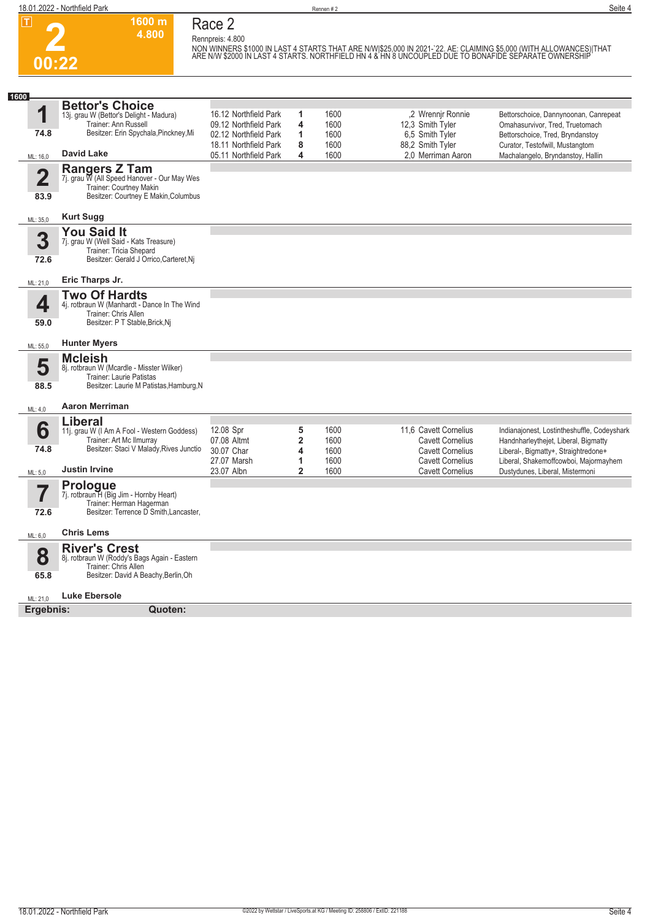# Race 2

**2** — 00:22 — 1600 m — 4.800

Rennpreis: 4.800

NON WINNERS $1000 IN LAST 4 STARTS THAT ARE N/W|$25,000 IN 2021-`22. AE: CLAIMING $5,000 (WITH ALLOWANCES)|THAT ARE N/W $2000 IN LAST 4 STARTS. NORTHFIELD HN 4 & HN 8 UNCOUPLED DUE TO BONAFIDE SEPARATE OWNERSHIP

**1600**

### 1 Bettor's Choice
13j. grau W (Bettor's Delight - Madura)
Trainer: Ann Russell
Besitzer: Erin Spychala,Pinckney,Mi
74.8 — ML: 16,0 — **David Lake**

| Datum | Bahn | Platz | Distanz | Quote | Fahrer | Einlauf |
|---|---|---|---|---|---|---|
| 16.12 | Northfield Park | 1 | 1600 | ,2 | Wrennjr Ronnie | Bettorschoice, Dannynoonan, Canrepeat |
| 09.12 | Northfield Park | 4 | 1600 | 12,3 | Smith Tyler | Omahasurvivor, Tred, Truetomach |
| 02.12 | Northfield Park | 1 | 1600 | 6,5 | Smith Tyler | Bettorschoice, Tred, Bryndanstoy |
| 18.11 | Northfield Park | 8 | 1600 | 88,2 | Smith Tyler | Curator, Testofwill, Mustangtom |
| 05.11 | Northfield Park | 4 | 1600 | 2,0 | Merriman Aaron | Machalangelo, Bryndanstoy, Hallin |

### 2 Rangers Z Tam
7j. grau W (All Speed Hanover - Our May Wes
Trainer: Courtney Makin
Besitzer: Courtney E Makin,Columbus
83.9 — ML: 35,0 — **Kurt Sugg**

### 3 You Said It
7j. grau W (Well Said - Kats Treasure)
Trainer: Tricia Shepard
Besitzer: Gerald J Orrico,Carteret,Nj
72.6 — ML: 21,0 — **Eric Tharps Jr.**

### 4 Two Of Hardts
4j. rotbraun W (Manhardt - Dance In The Wind
Trainer: Chris Allen
Besitzer: P T Stable,Brick,Nj
59.0 — ML: 55,0 — **Hunter Myers**

### 5 Mcleish
8j. rotbraun W (Mcardle - Misster Wilker)
Trainer: Laurie Patistas
Besitzer: Laurie M Patistas,Hamburg,N
88.5 — ML: 4,0 — **Aaron Merriman**

### 6 Liberal
11j. grau W (I Am A Fool - Western Goddess)
Trainer: Art Mc Ilmurray
Besitzer: Staci V Malady,Rives Junctio
74.8 — ML: 5,0 — **Justin Irvine**

| Datum | Bahn | Platz | Distanz | Quote | Fahrer | Einlauf |
|---|---|---|---|---|---|---|
| 12.08 | Spr | 5 | 1600 | 11,6 | Cavett Cornelius | Indianajonest, Lostintheshuffle, Codeyshark |
| 07.08 | Altmt | 2 | 1600 | | Cavett Cornelius | Handnharleythejet, Liberal, Bigmatty |
| 30.07 | Char | 4 | 1600 | | Cavett Cornelius | Liberal-, Bigmatty+, Straightredone+ |
| 27.07 | Marsh | 1 | 1600 | | Cavett Cornelius | Liberal, Shakemoffcowboi, Majormayhem |
| 23.07 | Albn | 2 | 1600 | | Cavett Cornelius | Dustydunes, Liberal, Mistermoni |

### 7 Prologue
7j. rotbraun H (Big Jim - Hornby Heart)
Trainer: Herman Hageman
Besitzer: Terrence D Smith,Lancaster,
72.6 — ML: 6,0 — **Chris Lems**

### 8 River's Crest
8j. rotbraun W (Roddy's Bags Again - Eastern
Trainer: Chris Allen
Besitzer: David A Beachy,Berlin,Oh
65.8 — ML: 21,0 — **Luke Ebersole**

**Ergebnis:** **Quoten:**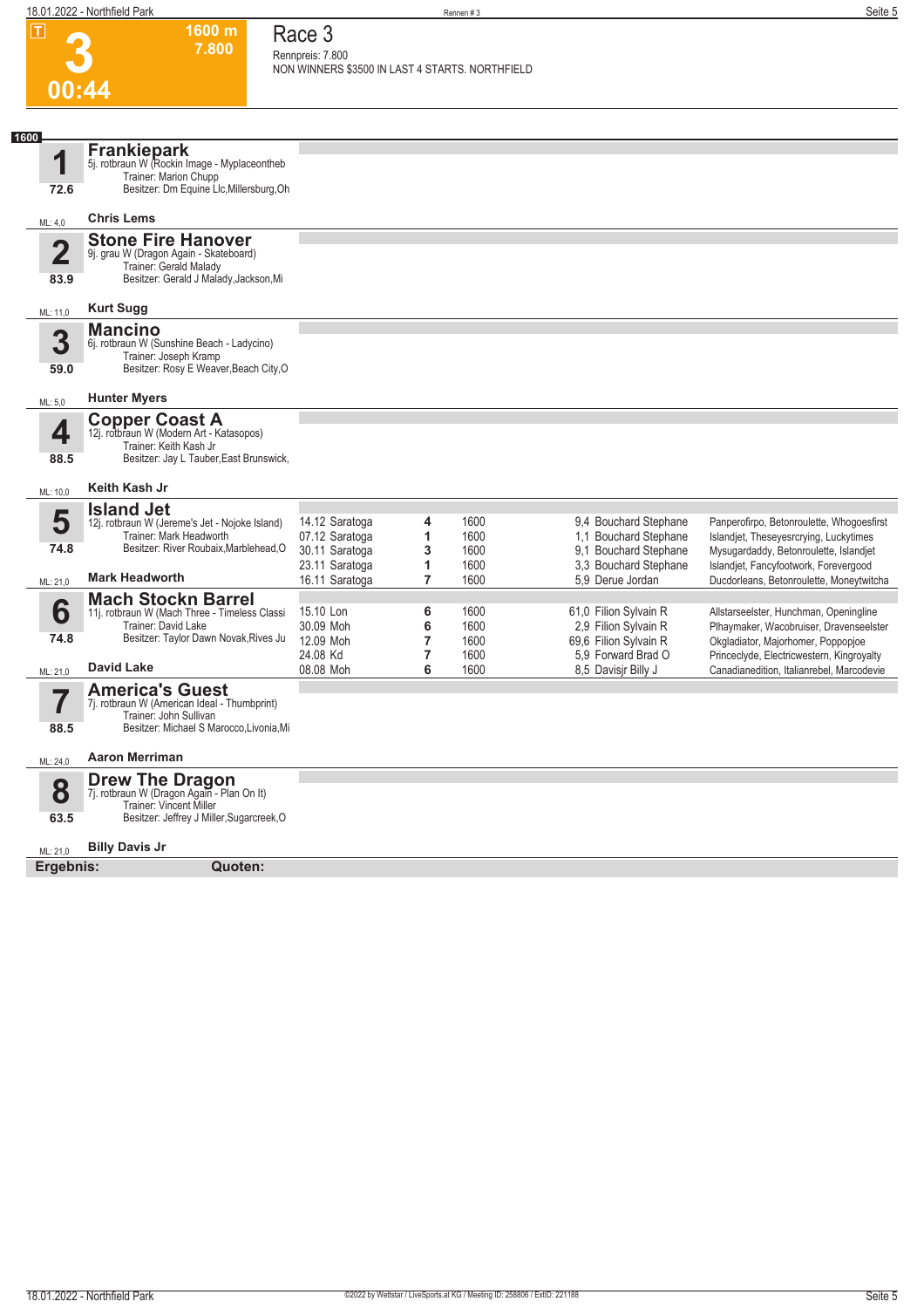# Race 3

**3** — 00:44 — 1600 m — 7.800

Rennpreis: 7.800
NON WINNERS $3500 IN LAST 4 STARTS. NORTHFIELD

**1600**

## 1 Frankiepark
5j. rotbraun W (Rockin Image - Myplaceontheb
Trainer: Marion Chupp
Besitzer: Dm Equine Llc,Millersburg,Oh
72.6
ML: 4,0 — **Chris Lems**

## 2 Stone Fire Hanover
9j. grau W (Dragon Again - Skateboard)
Trainer: Gerald Malady
Besitzer: Gerald J Malady,Jackson,Mi
83.9
ML: 11,0 — **Kurt Sugg**

## 3 Mancino
6j. rotbraun W (Sunshine Beach - Ladycino)
Trainer: Joseph Kramp
Besitzer: Rosy E Weaver,Beach City,O
59.0
ML: 5,0 — **Hunter Myers**

## 4 Copper Coast A
12j. rotbraun W (Modern Art - Katasopos)
Trainer: Keith Kash Jr
Besitzer: Jay L Tauber,East Brunswick,
88.5
ML: 10,0 — **Keith Kash Jr**

## 5 Island Jet
12j. rotbraun W (Jereme's Jet - Nojoke Island)
Trainer: Mark Headworth
Besitzer: River Roubaix,Marblehead,O
74.8
ML: 21,0 — **Mark Headworth**

| Datum | Bahn | Platz | Distanz | Quote | Fahrer | Einlauf |
|---|---|---|---|---|---|---|
| 14.12 | Saratoga | 4 | 1600 | 9,4 | Bouchard Stephane | Panperofirpo, Betonroulette, Whogoesfirst |
| 07.12 | Saratoga | 1 | 1600 | 1,1 | Bouchard Stephane | Islandjet, Theseyesrcrying, Luckytimes |
| 30.11 | Saratoga | 3 | 1600 | 9,1 | Bouchard Stephane | Mysugardaddy, Betonroulette, Islandjet |
| 23.11 | Saratoga | 1 | 1600 | 3,3 | Bouchard Stephane | Islandjet, Fancyfootwork, Forevergood |
| 16.11 | Saratoga | 7 | 1600 | 5,9 | Derue Jordan | Ducdorleans, Betonroulette, Moneytwitcha |

## 6 Mach Stockn Barrel
11j. rotbraun W (Mach Three - Timeless Classi
Trainer: David Lake
Besitzer: Taylor Dawn Novak,Rives Ju
74.8
ML: 21,0 — **David Lake**

| Datum | Bahn | Platz | Distanz | Quote | Fahrer | Einlauf |
|---|---|---|---|---|---|---|
| 15.10 | Lon | 6 | 1600 | 61,0 | Filion Sylvain R | Allstarseelster, Hunchman, Openingline |
| 30.09 | Moh | 6 | 1600 | 2,9 | Filion Sylvain R | Plhaymaker, Wacobruiser, Dravenseelster |
| 12.09 | Moh | 7 | 1600 | 69,6 | Filion Sylvain R | Okgladiator, Majorhomer, Poppopjoe |
| 24.08 | Kd | 7 | 1600 | 5,9 | Forward Brad O | Princeclyde, Electricwestern, Kingroyalty |
| 08.08 | Moh | 6 | 1600 | 8,5 | Davisjr Billy J | Canadianedition, Italianrebel, Marcodevie |

## 7 America's Guest
7j. rotbraun W (American Ideal - Thumbprint)
Trainer: John Sullivan
Besitzer: Michael S Marocco,Livonia,Mi
88.5
ML: 24,0 — **Aaron Merriman**

## 8 Drew The Dragon
7j. rotbraun W (Dragon Again - Plan On It)
Trainer: Vincent Miller
Besitzer: Jeffrey J Miller,Sugarcreek,O
63.5
ML: 21,0 — **Billy Davis Jr**

**Ergebnis:** **Quoten:**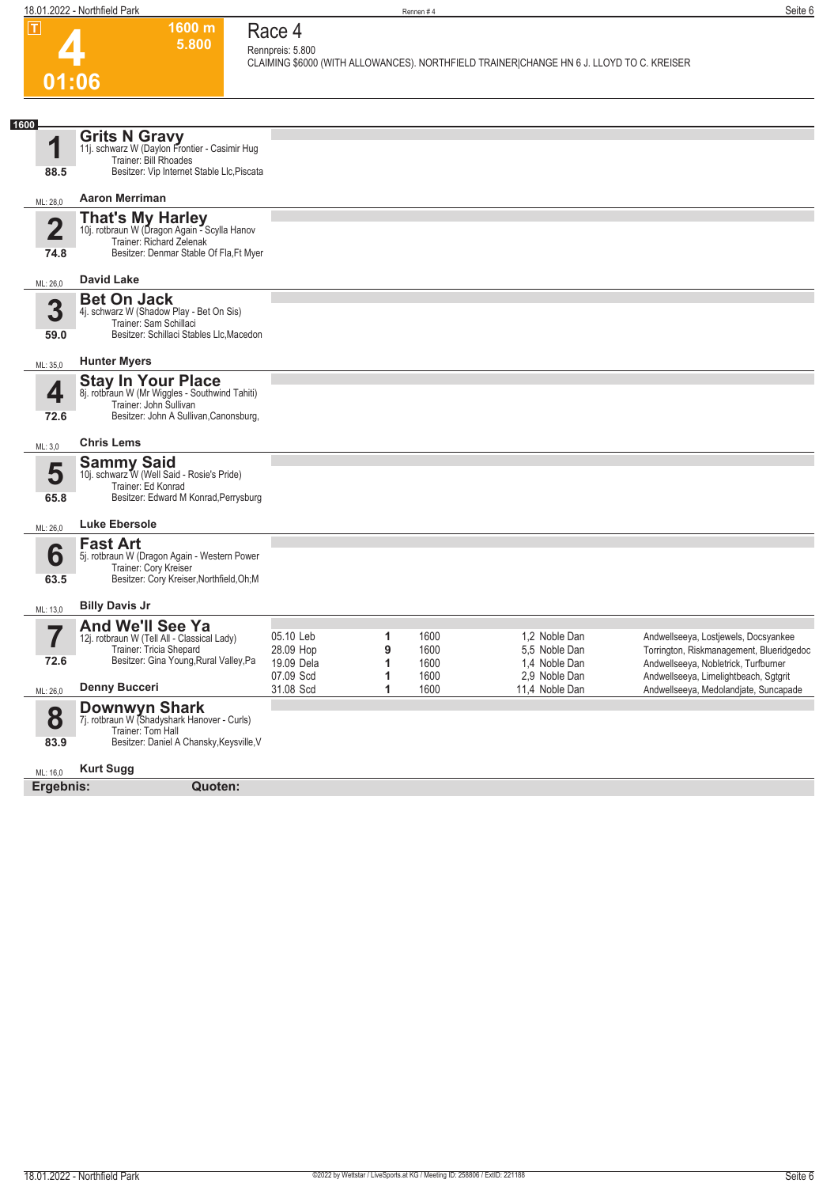# 4

**1600 m**
**5.800**

**01:06**

## Race 4

Rennpreis: 5.800

CLAIMING $6000 (WITH ALLOWANCES). NORTHFIELD TRAINER|CHANGE HN 6 J. LLOYD TO C. KREISER

**1600**

### 1 Grits N Gravy
11j. schwarz W (Daylon Frontier - Casimir Hug
Trainer: Bill Rhoades
Besitzer: Vip Internet Stable Llc,Piscata

88.5

ML: 28,0 **Aaron Merriman**

### 2 That's My Harley
10j. rotbraun W (Dragon Again - Scylla Hanov
Trainer: Richard Zelenak
Besitzer: Denmar Stable Of Fla,Ft Myer

74.8

ML: 26,0 **David Lake**

### 3 Bet On Jack
4j. schwarz W (Shadow Play - Bet On Sis)
Trainer: Sam Schillaci
Besitzer: Schillaci Stables Llc,Macedon

59.0

ML: 35,0 **Hunter Myers**

### 4 Stay In Your Place
8j. rotbraun W (Mr Wiggles - Southwind Tahiti)
Trainer: John Sullivan
Besitzer: John A Sullivan,Canonsburg,

72.6

ML: 3,0 **Chris Lems**

### 5 Sammy Said
10j. schwarz W (Well Said - Rosie's Pride)
Trainer: Ed Konrad
Besitzer: Edward M Konrad,Perrysburg

65.8

ML: 26,0 **Luke Ebersole**

### 6 Fast Art
5j. rotbraun W (Dragon Again - Western Power
Trainer: Cory Kreiser
Besitzer: Cory Kreiser,Northfield,Oh;M

63.5

ML: 13,0 **Billy Davis Jr**

### 7 And We'll See Ya
12j. rotbraun W (Tell All - Classical Lady)
Trainer: Tricia Shepard
Besitzer: Gina Young,Rural Valley,Pa

72.6

ML: 26,0 **Denny Bucceri**

| | | | | |
|---|---|---|---|---|
| 05.10 Leb | 1 | 1600 | 1,2 Noble Dan | Andwellseeya, Lostjewels, Docsyankee |
| 28.09 Hop | 9 | 1600 | 5,5 Noble Dan | Torrington, Riskmanagement, Blueridgedoc |
| 19.09 Dela | 1 | 1600 | 1,4 Noble Dan | Andwellseeya, Nobletrick, Turfburner |
| 07.09 Scd | 1 | 1600 | 2,9 Noble Dan | Andwellseeya, Limelightbeach, Sgtgrit |
| 31.08 Scd | 1 | 1600 | 11,4 Noble Dan | Andwellseeya, Medolandjate, Suncapade |

### 8 Downwyn Shark
7j. rotbraun W (Shadyshark Hanover - Curls)
Trainer: Tom Hall
Besitzer: Daniel A Chansky,Keysville,V

83.9

ML: 16,0 **Kurt Sugg**

**Ergebnis:** **Quoten:**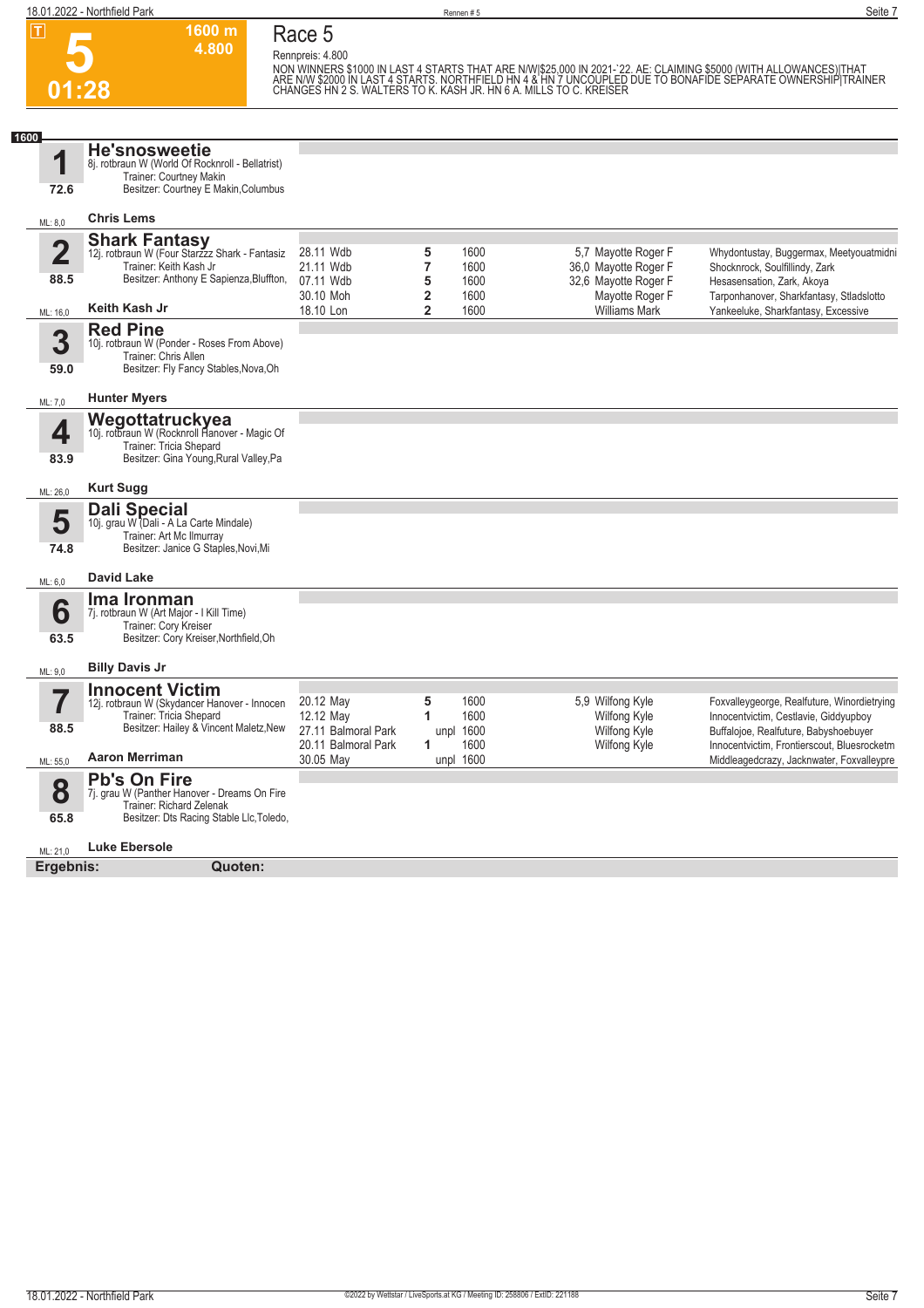# Race 5

**5** | 01:28 | 1600 m | 4.800

Rennpreis: 4.800

NON WINNERS $1000 IN LAST 4 STARTS THAT ARE N/W|$25,000 IN 2021-`22. AE: CLAIMING $5000 (WITH ALLOWANCES)|THAT ARE N/W $2000 IN LAST 4 STARTS. NORTHFIELD HN 4 & HN 7 UNCOUPLED DUE TO BONAFIDE SEPARATE OWNERSHIP|TRAINER CHANGES HN 2 S. WALTERS TO K. KASH JR. HN 6 A. MILLS TO C. KREISER

**1600**

## 1 He'snosweetie
8j. rotbraun W (World Of Rocknroll - Bellatrist)
Trainer: Courtney Makin
Besitzer: Courtney E Makin,Columbus
72.6
ML: 8,0 — **Chris Lems**

## 2 Shark Fantasy
12j. rotbraun W (Four Starzzz Shark - Fantasiz
Trainer: Keith Kash Jr
Besitzer: Anthony E Sapienza,Bluffton,
88.5
ML: 16,0 — **Keith Kash Jr**

| Datum | Bahn | Platz | Distanz | Quote | Fahrer | Einlauf |
|---|---|---|---|---|---|---|
| 28.11 | Wdb | 5 | 1600 | 5,7 | Mayotte Roger F | Whydontustay, Buggermax, Meetyouatmidni |
| 21.11 | Wdb | 7 | 1600 | 36,0 | Mayotte Roger F | Shocknrock, Soulfillindy, Zark |
| 07.11 | Wdb | 5 | 1600 | 32,6 | Mayotte Roger F | Hesasensation, Zark, Akoya |
| 30.10 | Moh | 2 | 1600 | | Mayotte Roger F | Tarponhanover, Sharkfantasy, Stladslotto |
| 18.10 | Lon | 2 | 1600 | | Williams Mark | Yankeeluke, Sharkfantasy, Excessive |

## 3 Red Pine
10j. rotbraun W (Ponder - Roses From Above)
Trainer: Chris Allen
Besitzer: Fly Fancy Stables,Nova,Oh
59.0
ML: 7,0 — **Hunter Myers**

## 4 Wegottatruckyea
10j. rotbraun W (Rocknroll Hanover - Magic Of
Trainer: Tricia Shepard
Besitzer: Gina Young,Rural Valley,Pa
83.9
ML: 26,0 — **Kurt Sugg**

## 5 Dali Special
10j. grau W (Dali - A La Carte Mindale)
Trainer: Art Mc Ilmurray
Besitzer: Janice G Staples,Novi,Mi
74.8
ML: 6,0 — **David Lake**

## 6 Ima Ironman
7j. rotbraun W (Art Major - I Kill Time)
Trainer: Cory Kreiser
Besitzer: Cory Kreiser,Northfield,Oh
63.5
ML: 9,0 — **Billy Davis Jr**

## 7 Innocent Victim
12j. rotbraun W (Skydancer Hanover - Innocen
Trainer: Tricia Shepard
Besitzer: Hailey & Vincent Maletz,New
88.5
ML: 55,0 — **Aaron Merriman**

| Datum | Bahn | Platz | Distanz | Quote | Fahrer | Einlauf |
|---|---|---|---|---|---|---|
| 20.12 | May | 5 | 1600 | 5,9 | Wilfong Kyle | Foxvalleygeorge, Realfuture, Winordietrying |
| 12.12 | May | 1 | 1600 | | Wilfong Kyle | Innocentvictim, Cestlavie, Giddyupboy |
| 27.11 | Balmoral Park | unpl | 1600 | | Wilfong Kyle | Buffalojoe, Realfuture, Babyshoebuyer |
| 20.11 | Balmoral Park | 1 | 1600 | | Wilfong Kyle | Innocentvictim, Frontierscout, Bluesrocketm |
| 30.05 | May | unpl | 1600 | | | Middleagedcrazy, Jacknwater, Foxvalleypre |

## 8 Pb's On Fire
7j. grau W (Panther Hanover - Dreams On Fire
Trainer: Richard Zelenak
Besitzer: Dts Racing Stable Llc,Toledo,
65.8
ML: 21,0 — **Luke Ebersole**

**Ergebnis:** **Quoten:**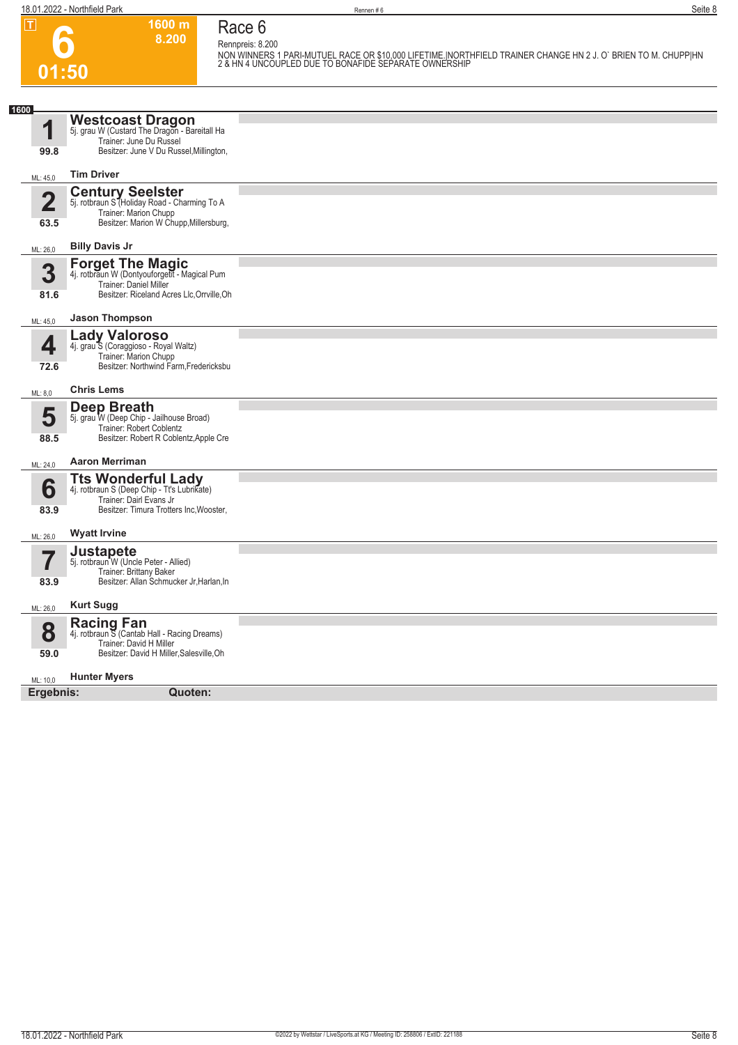# 6

**1600 m**
**8.200**

**01:50**

## Race 6

Rennpreis: 8.200

NON WINNERS 1 PARI-MUTUEL RACE OR $10,000 LIFETIME.|NORTHFIELD TRAINER CHANGE HN 2 J. O` BRIEN TO M. CHUPP|HN 2 & HN 4 UNCOUPLED DUE TO BONAFIDE SEPARATE OWNERSHIP

**1600**

**1** **Westcoast Dragon**
5j. grau W (Custard The Dragon - Bareitall Ha
Trainer: June Du Russel
Besitzer: June V Du Russel,Millington,
99.8
ML: 45,0 **Tim Driver**

**2** **Century Seelster**
5j. rotbraun S (Holiday Road - Charming To A
Trainer: Marion Chupp
Besitzer: Marion W Chupp,Millersburg,
63.5
ML: 26,0 **Billy Davis Jr**

**3** **Forget The Magic**
4j. rotbraun W (Dontyouforgetit - Magical Pum
Trainer: Daniel Miller
Besitzer: Riceland Acres Llc,Orrville,Oh
81.6
ML: 45,0 **Jason Thompson**

**4** **Lady Valoroso**
4j. grau S (Coraggioso - Royal Waltz)
Trainer: Marion Chupp
Besitzer: Northwind Farm,Fredericksbu
72.6
ML: 8,0 **Chris Lems**

**5** **Deep Breath**
5j. grau W (Deep Chip - Jailhouse Broad)
Trainer: Robert Coblentz
Besitzer: Robert R Coblentz,Apple Cre
88.5
ML: 24,0 **Aaron Merriman**

**6** **Tts Wonderful Lady**
4j. rotbraun S (Deep Chip - Tt's Lubrikate)
Trainer: Dairl Evans Jr
Besitzer: Timura Trotters Inc,Wooster,
83.9
ML: 26,0 **Wyatt Irvine**

**7** **Justapete**
5j. rotbraun W (Uncle Peter - Allied)
Trainer: Brittany Baker
Besitzer: Allan Schmucker Jr,Harlan,In
83.9
ML: 26,0 **Kurt Sugg**

**8** **Racing Fan**
4j. rotbraun S (Cantab Hall - Racing Dreams)
Trainer: David H Miller
Besitzer: David H Miller,Salesville,Oh
59.0
ML: 10,0 **Hunter Myers**

**Ergebnis:** **Quoten:**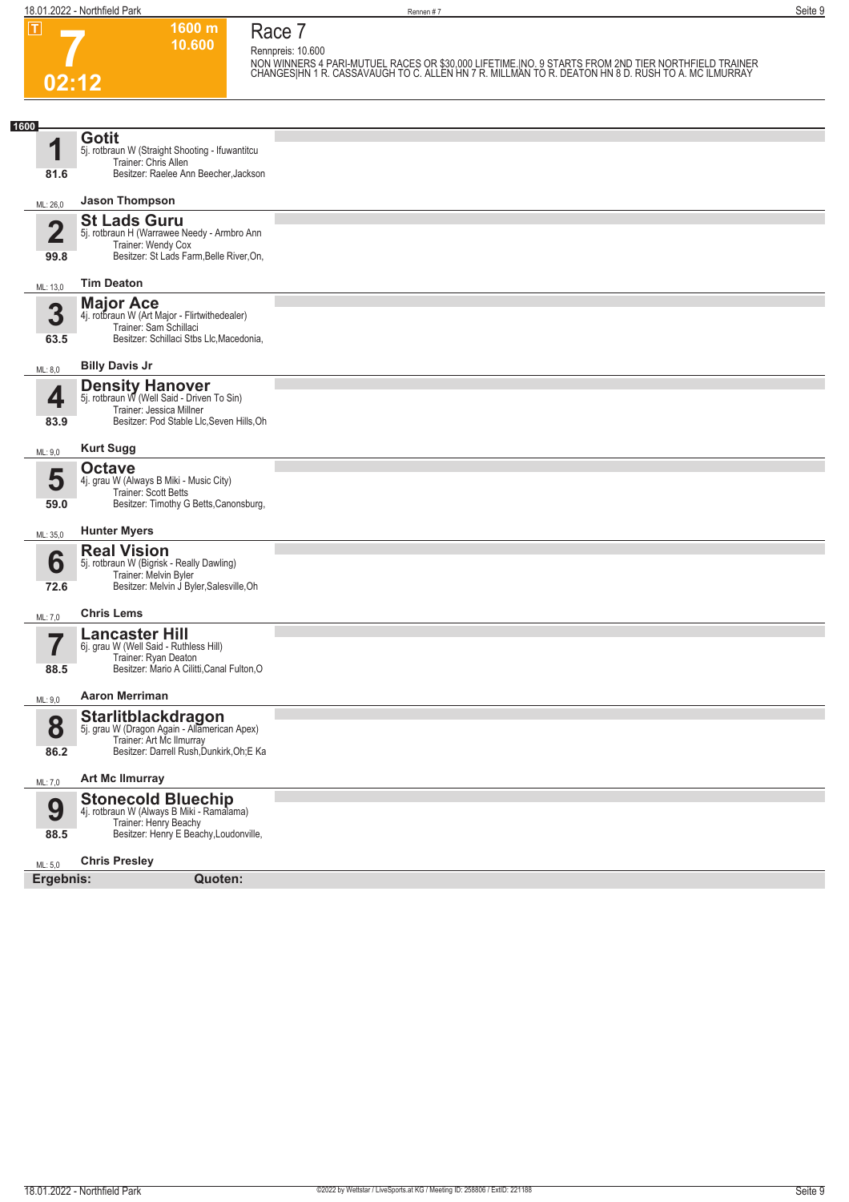# Race 7

**7** — 02:12 — 1600 m — 10.600

Rennpreis: 10.600

NON WINNERS 4 PARI-MUTUEL RACES OR $30,000 LIFETIME.|NO. 9 STARTS FROM 2ND TIER NORTHFIELD TRAINER CHANGES|HN 1 R. CASSAVAUGH TO C. ALLEN HN 7 R. MILLMAN TO R. DEATON HN 8 D. RUSH TO A. MC ILMURRAY

**1600**

## 1 Gotit
5j. rotbraun W (Straight Shooting - Ifuwantitcu)
Trainer: Chris Allen
Besitzer: Raelee Ann Beecher,Jackson
81.6
ML: 26,0 — **Jason Thompson**

## 2 St Lads Guru
5j. rotbraun H (Warrawee Needy - Armbro Ann)
Trainer: Wendy Cox
Besitzer: St Lads Farm,Belle River,On,
99.8
ML: 13,0 — **Tim Deaton**

## 3 Major Ace
4j. rotbraun W (Art Major - Flirtwithedealer)
Trainer: Sam Schillaci
Besitzer: Schillaci Stbs Llc,Macedonia,
63.5
ML: 8,0 — **Billy Davis Jr**

## 4 Density Hanover
5j. rotbraun W (Well Said - Driven To Sin)
Trainer: Jessica Millner
Besitzer: Pod Stable Llc,Seven Hills,Oh
83.9
ML: 9,0 — **Kurt Sugg**

## 5 Octave
4j. grau W (Always B Miki - Music City)
Trainer: Scott Betts
Besitzer: Timothy G Betts,Canonsburg,
59.0
ML: 35,0 — **Hunter Myers**

## 6 Real Vision
5j. rotbraun W (Bigrisk - Really Dawling)
Trainer: Melvin Byler
Besitzer: Melvin J Byler,Salesville,Oh
72.6
ML: 7,0 — **Chris Lems**

## 7 Lancaster Hill
6j. grau W (Well Said - Ruthless Hill)
Trainer: Ryan Deaton
Besitzer: Mario A Cilitti,Canal Fulton,O
88.5
ML: 9,0 — **Aaron Merriman**

## 8 Starlitblackdragon
5j. grau W (Dragon Again - Allamerican Apex)
Trainer: Art Mc Ilmurray
Besitzer: Darrell Rush,Dunkirk,Oh;E Ka
86.2
ML: 7,0 — **Art Mc Ilmurray**

## 9 Stonecold Bluechip
4j. rotbraun W (Always B Miki - Ramalama)
Trainer: Henry Beachy
Besitzer: Henry E Beachy,Loudonville,
88.5
ML: 5,0 — **Chris Presley**

**Ergebnis:** **Quoten:**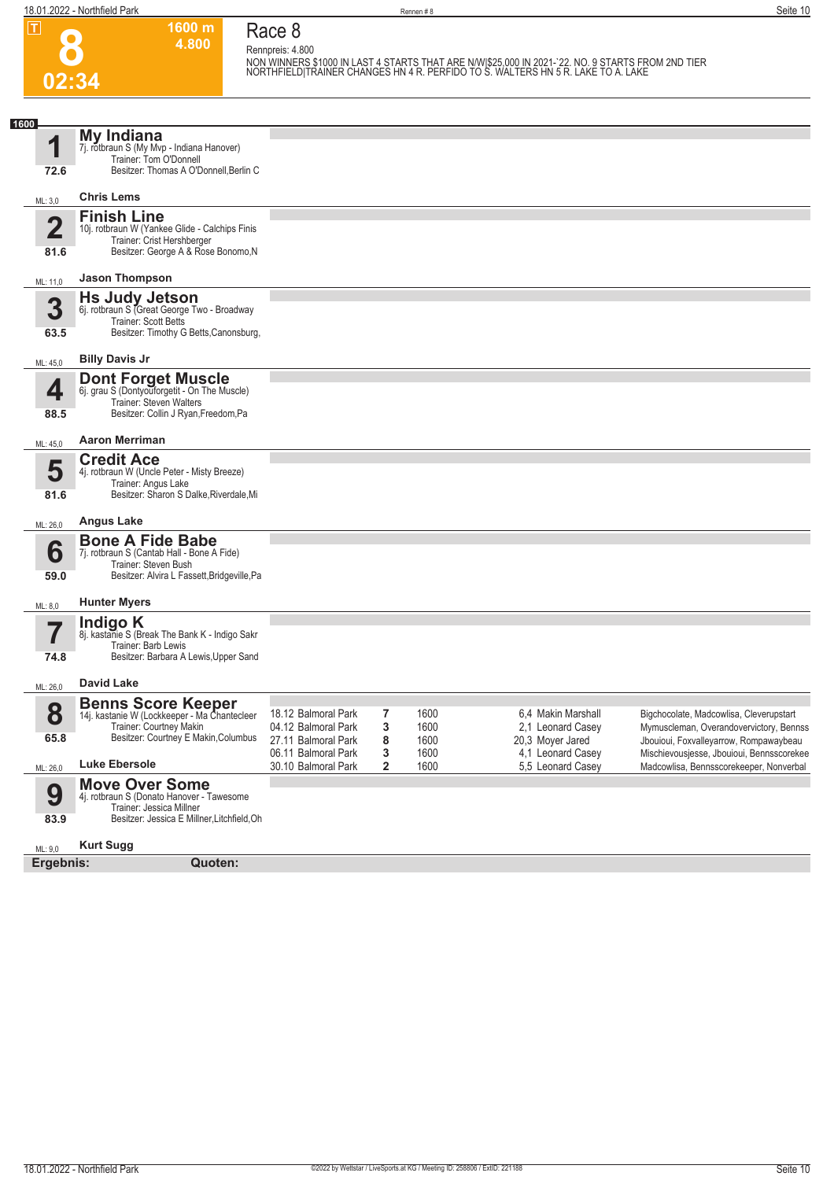# Race 8

**8** — 02:34 — 1600 m — 4.800

Rennpreis: 4.800

NON WINNERS $1000 IN LAST 4 STARTS THAT ARE N/W|$25,000 IN 2021-`22. NO. 9 STARTS FROM 2ND TIER NORTHFIELD|TRAINER CHANGES HN 4 R. PERFIDO TO S. WALTERS HN 5 R. LAKE TO A. LAKE

**1600**

## 1 My Indiana
7j. rotbraun S (My Mvp - Indiana Hanover)
Trainer: Tom O'Donnell
Besitzer: Thomas A O'Donnell,Berlin C
72.6
ML: 3,0 — **Chris Lems**

## 2 Finish Line
10j. rotbraun W (Yankee Glide - Calchips Finis
Trainer: Crist Hershberger
Besitzer: George A & Rose Bonomo,N
81.6
ML: 11,0 — **Jason Thompson**

## 3 Hs Judy Jetson
6j. rotbraun S (Great George Two - Broadway
Trainer: Scott Betts
Besitzer: Timothy G Betts,Canonsburg,
63.5
ML: 45,0 — **Billy Davis Jr**

## 4 Dont Forget Muscle
6j. grau S (Dontyouforgetit - On The Muscle)
Trainer: Steven Walters
Besitzer: Collin J Ryan,Freedom,Pa
88.5
ML: 45,0 — **Aaron Merriman**

## 5 Credit Ace
4j. rotbraun W (Uncle Peter - Misty Breeze)
Trainer: Angus Lake
Besitzer: Sharon S Dalke,Riverdale,Mi
81.6
ML: 26,0 — **Angus Lake**

## 6 Bone A Fide Babe
7j. rotbraun S (Cantab Hall - Bone A Fide)
Trainer: Steven Bush
Besitzer: Alvira L Fassett,Bridgeville,Pa
59.0
ML: 8,0 — **Hunter Myers**

## 7 Indigo K
8j. kastanie S (Break The Bank K - Indigo Sakr
Trainer: Barb Lewis
Besitzer: Barbara A Lewis,Upper Sand
74.8
ML: 26,0 — **David Lake**

## 8 Benns Score Keeper
14j. kastanie W (Lockkeeper - Ma Chantecleer
Trainer: Courtney Makin
Besitzer: Courtney E Makin,Columbus
65.8
ML: 26,0 — **Luke Ebersole**

| Datum | Bahn | Platz | Distanz | Quote / Fahrer | Einlauf |
|---|---|---|---|---|---|
| 18.12 | Balmoral Park | 7 | 1600 | 6,4 Makin Marshall | Bigchocolate, Madcowlisa, Cleverupstart |
| 04.12 | Balmoral Park | 3 | 1600 | 2,1 Leonard Casey | Mymuscleman, Overandovervictory, Bennss |
| 27.11 | Balmoral Park | 8 | 1600 | 20,3 Moyer Jared | Jbouioui, Foxvalleyarrow, Rompawaybeau |
| 06.11 | Balmoral Park | 3 | 1600 | 4,1 Leonard Casey | Mischievousjesse, Jbouioui, Bennsscorekee |
| 30.10 | Balmoral Park | 2 | 1600 | 5,5 Leonard Casey | Madcowlisa, Bennsscorekeeper, Nonverbal |

## 9 Move Over Some
4j. rotbraun S (Donato Hanover - Tawesome
Trainer: Jessica Millner
Besitzer: Jessica E Millner,Litchfield,Oh
83.9
ML: 9,0 — **Kurt Sugg**

**Ergebnis:** **Quoten:**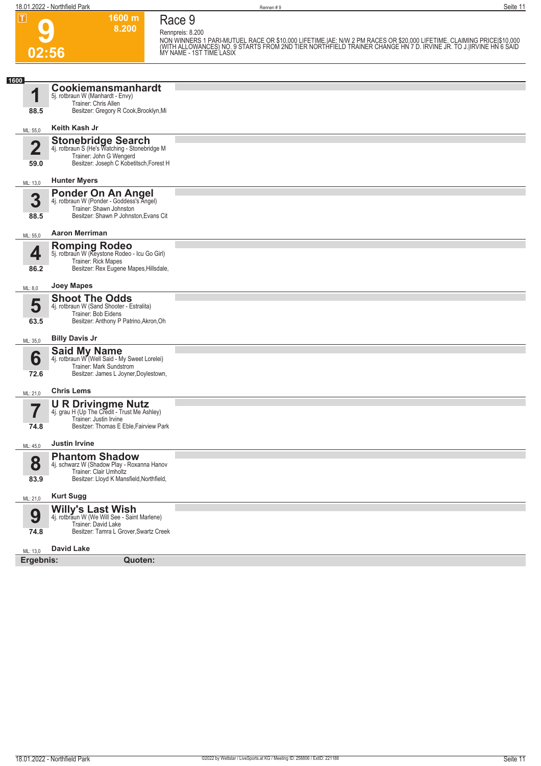T

# 9

02:56

1600 m
8.200

## Race 9

Rennpreis: 8.200

NON WINNERS 1 PARI-MUTUEL RACE OR $10,000 LIFETIME.|AE: N/W 2 PM RACES OR $20,000 LIFETIME. CLAIMING PRICE|$10,000 (WITH ALLOWANCES) NO. 9 STARTS FROM 2ND TIER NORTHFIELD TRAINER CHANGE HN 7 D. IRVINE JR. TO J.|IRVINE HN 6 SAID MY NAME - 1ST TIME LASIX

**1600**

**1** **Cookiemansmanhardt**
5j. rotbraun W (Manhardt - Envy)
Trainer: Chris Allen
Besitzer: Gregory R Cook,Brooklyn,Mi
88.5
ML: 55,0 **Keith Kash Jr**

**2** **Stonebridge Search**
4j. rotbraun S (He's Watching - Stonebridge M
Trainer: John G Wengerd
Besitzer: Joseph C Kobetitsch,Forest H
59.0
ML: 13,0 **Hunter Myers**

**3** **Ponder On An Angel**
4j. rotbraun W (Ponder - Goddess's Angel)
Trainer: Shawn Johnston
Besitzer: Shawn P Johnston,Evans Cit
88.5
ML: 55,0 **Aaron Merriman**

**4** **Romping Rodeo**
5j. rotbraun W (Keystone Rodeo - Icu Go Girl)
Trainer: Rick Mapes
Besitzer: Rex Eugene Mapes,Hillsdale,
86.2
ML: 8,0 **Joey Mapes**

**5** **Shoot The Odds**
4j. rotbraun W (Sand Shooter - Estralita)
Trainer: Bob Eidens
Besitzer: Anthony P Patrino,Akron,Oh
63.5
ML: 35,0 **Billy Davis Jr**

**6** **Said My Name**
4j. rotbraun W (Well Said - My Sweet Lorelei)
Trainer: Mark Sundstrom
Besitzer: James L Joyner,Doylestown,
72.6
ML: 21,0 **Chris Lems**

**7** **U R Drivingme Nutz**
4j. grau H (Up The Credit - Trust Me Ashley)
Trainer: Justin Irvine
Besitzer: Thomas E Eble,Fairview Park
74.8
ML: 45,0 **Justin Irvine**

**8** **Phantom Shadow**
4j. schwarz W (Shadow Play - Roxanna Hanov
Trainer: Clair Umholtz
Besitzer: Lloyd K Mansfield,Northfield,
83.9
ML: 21,0 **Kurt Sugg**

**9** **Willy's Last Wish**
4j. rotbraun W (We Will See - Saint Marlene)
Trainer: David Lake
Besitzer: Tamra L Grover,Swartz Creek
74.8
ML: 13,0 **David Lake**

**Ergebnis:** **Quoten:**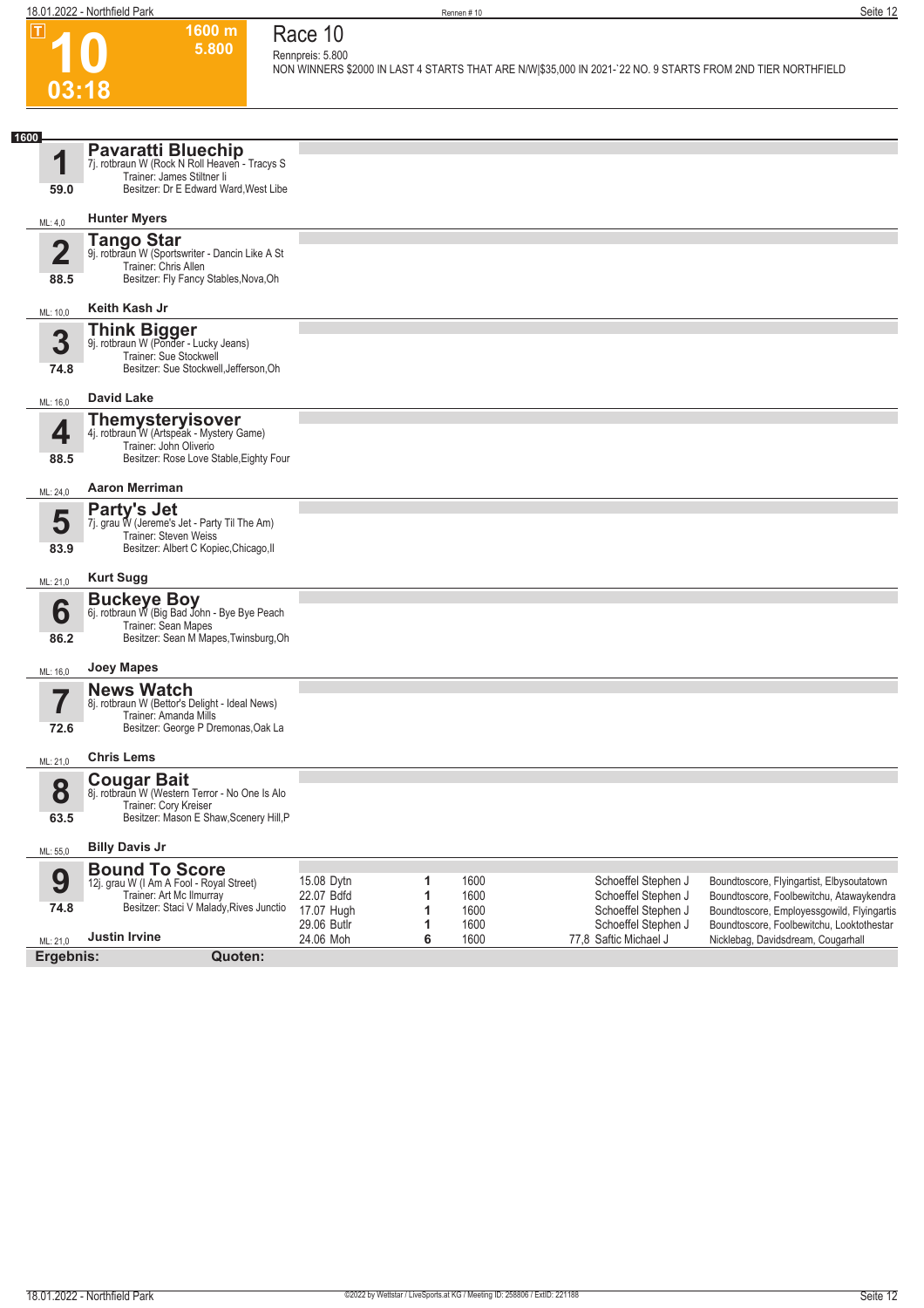# 10

**1600 m**
**5.800**

**03:18**

## Race 10

Rennpreis: 5.800

NON WINNERS $2000 IN LAST 4 STARTS THAT ARE N/W|$35,000 IN 2021-`22 NO. 9 STARTS FROM 2ND TIER NORTHFIELD

**1600**

### 1 Pavaratti Bluechip
7j. rotbraun W (Rock N Roll Heaven - Tracys S
Trainer: James Stiltner Ii
Besitzer: Dr E Edward Ward,West Libe
59.0
ML: 4,0
**Hunter Myers**

### 2 Tango Star
9j. rotbraun W (Sportswriter - Dancin Like A St
Trainer: Chris Allen
Besitzer: Fly Fancy Stables,Nova,Oh
88.5
ML: 10,0
**Keith Kash Jr**

### 3 Think Bigger
9j. rotbraun W (Ponder - Lucky Jeans)
Trainer: Sue Stockwell
Besitzer: Sue Stockwell,Jefferson,Oh
74.8
ML: 16,0
**David Lake**

### 4 Themysteryisover
4j. rotbraun W (Artspeak - Mystery Game)
Trainer: John Oliverio
Besitzer: Rose Love Stable,Eighty Four
88.5
ML: 24,0
**Aaron Merriman**

### 5 Party's Jet
7j. grau W (Jereme's Jet - Party Til The Am)
Trainer: Steven Weiss
Besitzer: Albert C Kopiec,Chicago,Il
83.9
ML: 21,0
**Kurt Sugg**

### 6 Buckeye Boy
6j. rotbraun W (Big Bad John - Bye Bye Peach
Trainer: Sean Mapes
Besitzer: Sean M Mapes,Twinsburg,Oh
86.2
ML: 16,0
**Joey Mapes**

### 7 News Watch
8j. rotbraun W (Bettor's Delight - Ideal News)
Trainer: Amanda Mills
Besitzer: George P Dremonas,Oak La
72.6
ML: 21,0
**Chris Lems**

### 8 Cougar Bait
8j. rotbraun W (Western Terror - No One Is Alo
Trainer: Cory Kreiser
Besitzer: Mason E Shaw,Scenery Hill,P
63.5
ML: 55,0
**Billy Davis Jr**

### 9 Bound To Score
12j. grau W (I Am A Fool - Royal Street)
Trainer: Art Mc Ilmurray
Besitzer: Staci V Malady,Rives Junctio
74.8
ML: 21,0
**Justin Irvine**

| Datum | Platz | Distanz | Quote | Fahrer | Einlauf |
|---|---|---|---|---|---|
| 15.08 Dytn | 1 | 1600 | | Schoeffel Stephen J | Boundtoscore, Flyingartist, Elbysoutatown |
| 22.07 Bdfd | 1 | 1600 | | Schoeffel Stephen J | Boundtoscore, Foolbewitchu, Atawaykendra |
| 17.07 Hugh | 1 | 1600 | | Schoeffel Stephen J | Boundtoscore, Employessgowild, Flyingartis |
| 29.06 Butlr | 1 | 1600 | | Schoeffel Stephen J | Boundtoscore, Foolbewitchu, Looktothestar |
| 24.06 Moh | 6 | 1600 | 77,8 | Saftic Michael J | Nicklebag, Davidsdream, Cougarhall |

**Ergebnis:** **Quoten:**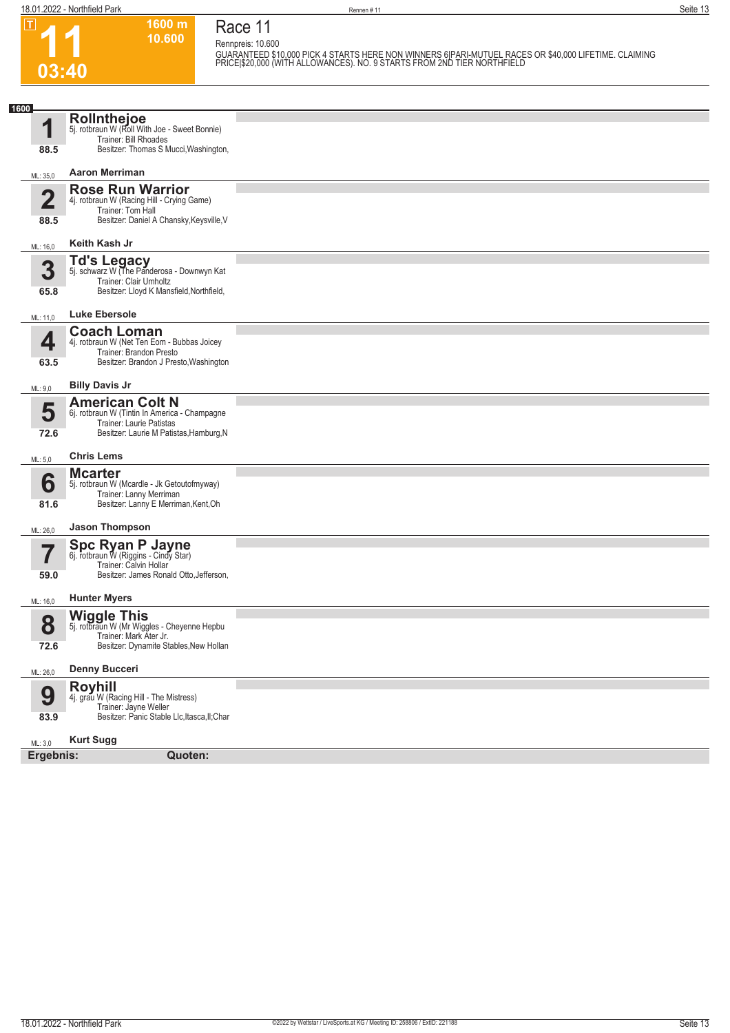# 11

T

03:40

1600 m
10.600

## Race 11

Rennpreis: 10.600

GUARANTEED $10,000 PICK 4 STARTS HERE NON WINNERS 6|PARI-MUTUEL RACES OR $40,000 LIFETIME. CLAIMING PRICE|$20,000 (WITH ALLOWANCES). NO. 9 STARTS FROM 2ND TIER NORTHFIELD

**1600**

**1** **Rollnthejoe**
5j. rotbraun W (Roll With Joe - Sweet Bonnie)
Trainer: Bill Rhoades
Besitzer: Thomas S Mucci,Washington,
88.5
ML: 35,0 **Aaron Merriman**

**2** **Rose Run Warrior**
4j. rotbraun W (Racing Hill - Crying Game)
Trainer: Tom Hall
Besitzer: Daniel A Chansky,Keysville,V
88.5
ML: 16,0 **Keith Kash Jr**

**3** **Td's Legacy**
5j. schwarz W (The Panderosa - Downwyn Kat
Trainer: Clair Umholtz
Besitzer: Lloyd K Mansfield,Northfield,
65.8
ML: 11,0 **Luke Ebersole**

**4** **Coach Loman**
4j. rotbraun W (Net Ten Eom - Bubbas Joicey
Trainer: Brandon Presto
Besitzer: Brandon J Presto,Washington
63.5
ML: 9,0 **Billy Davis Jr**

**5** **American Colt N**
6j. rotbraun W (Tintin In America - Champagne
Trainer: Laurie Patistas
Besitzer: Laurie M Patistas,Hamburg,N
72.6
ML: 5,0 **Chris Lems**

**6** **Mcarter**
5j. rotbraun W (Mcardle - Jk Getoutofmyway)
Trainer: Lanny Merriman
Besitzer: Lanny E Merriman,Kent,Oh
81.6
ML: 26,0 **Jason Thompson**

**7** **Spc Ryan P Jayne**
6j. rotbraun W (Riggins - Cindy Star)
Trainer: Calvin Hollar
Besitzer: James Ronald Otto,Jefferson,
59.0
ML: 16,0 **Hunter Myers**

**8** **Wiggle This**
5j. rotbraun W (Mr Wiggles - Cheyenne Hepbu
Trainer: Mark Ater Jr.
Besitzer: Dynamite Stables,New Hollan
72.6
ML: 26,0 **Denny Bucceri**

**9** **Royhill**
4j. grau W (Racing Hill - The Mistress)
Trainer: Jayne Weller
Besitzer: Panic Stable Llc,Itasca,Il;Char
83.9
ML: 3,0 **Kurt Sugg**

**Ergebnis:** **Quoten:**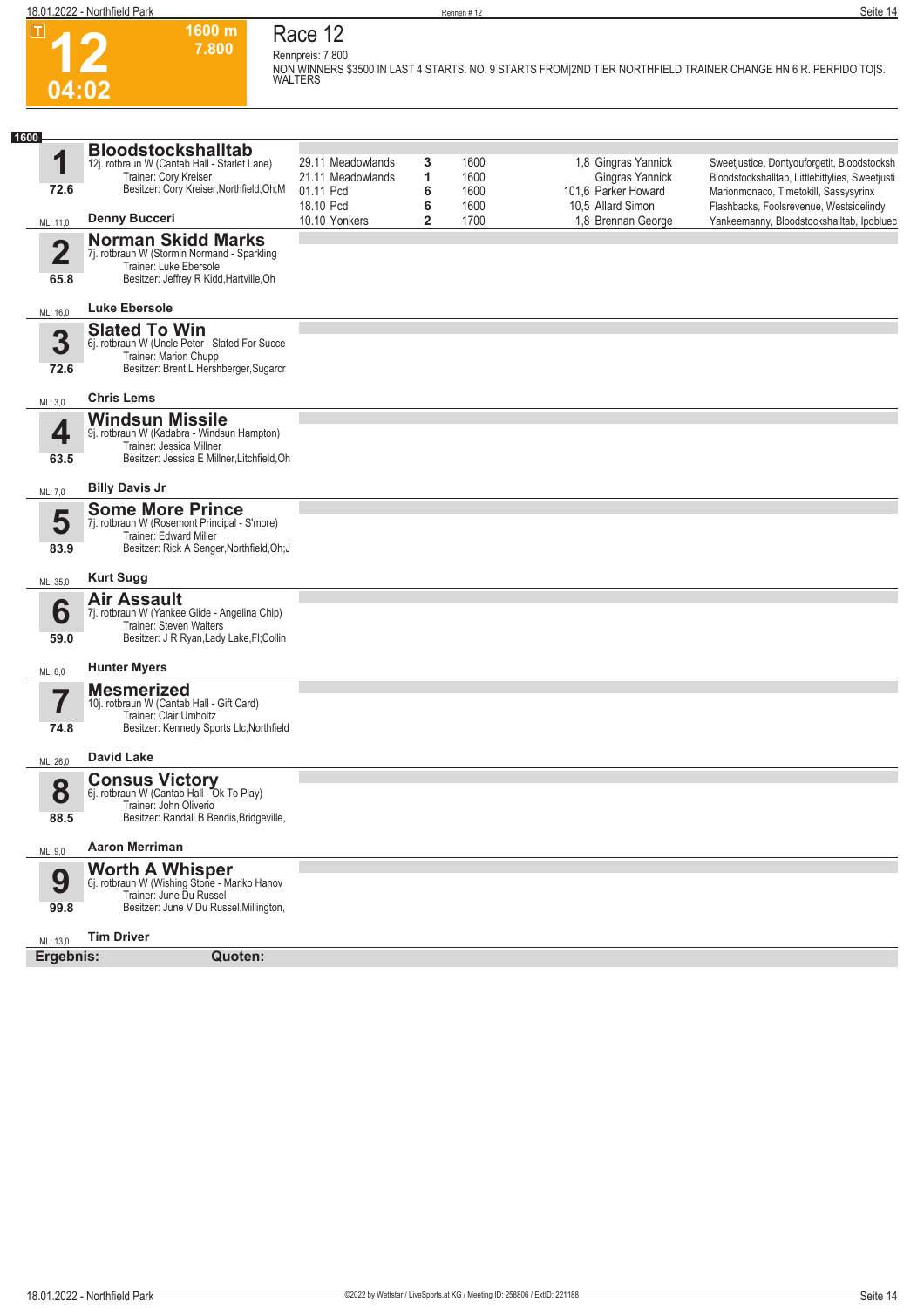# 12

**1600 m**
**7.800**

**04:02**

## Race 12

Rennpreis: 7.800

NON WINNERS $3500 IN LAST 4 STARTS. NO. 9 STARTS FROM|2ND TIER NORTHFIELD TRAINER CHANGE HN 6 R. PERFIDO TO|S. WALTERS

**1600**

### 1 Bloodstockshalltab

12j. rotbraun W (Cantab Hall - Starlet Lane)
Trainer: Cory Kreiser
Besitzer: Cory Kreiser,Northfield,Oh;M
72.6
ML: 11,0
**Denny Bucceri**

| Datum | Bahn | Platz | Distanz | Quote | Fahrer | Einlauf |
|---|---|---|---|---|---|---|
| 29.11 | Meadowlands | 3 | 1600 | 1,8 | Gingras Yannick | Sweetjustice, Dontyouforgetit, Bloodstocksh |
| 21.11 | Meadowlands | 1 | 1600 | | Gingras Yannick | Bloodstockshalltab, Littlebittylies, Sweetjusti |
| 01.11 | Pcd | 6 | 1600 | 101,6 | Parker Howard | Marionmonaco, Timetokill, Sassysyrinx |
| 18.10 | Pcd | 6 | 1600 | 10,5 | Allard Simon | Flashbacks, Foolsrevenue, Westsidelindy |
| 10.10 | Yonkers | 2 | 1700 | 1,8 | Brennan George | Yankeemanny, Bloodstockshalltab, Ipobluec |

### 2 Norman Skidd Marks

7j. rotbraun W (Stormin Normand - Sparkling
Trainer: Luke Ebersole
Besitzer: Jeffrey R Kidd,Hartville,Oh
65.8
ML: 16,0
**Luke Ebersole**

### 3 Slated To Win

6j. rotbraun W (Uncle Peter - Slated For Succe
Trainer: Marion Chupp
Besitzer: Brent L Hershberger,Sugarcr
72.6
ML: 3,0
**Chris Lems**

### 4 Windsun Missile

9j. rotbraun W (Kadabra - Windsun Hampton)
Trainer: Jessica Millner
Besitzer: Jessica E Millner,Litchfield,Oh
63.5
ML: 7,0
**Billy Davis Jr**

### 5 Some More Prince

7j. rotbraun W (Rosemont Principal - S'more)
Trainer: Edward Miller
Besitzer: Rick A Senger,Northfield,Oh;J
83.9
ML: 35,0
**Kurt Sugg**

### 6 Air Assault

7j. rotbraun W (Yankee Glide - Angelina Chip)
Trainer: Steven Walters
Besitzer: J R Ryan,Lady Lake,Fl;Collin
59.0
ML: 6,0
**Hunter Myers**

### 7 Mesmerized

10j. rotbraun W (Cantab Hall - Gift Card)
Trainer: Clair Umholtz
Besitzer: Kennedy Sports Llc,Northfield
74.8
ML: 26,0
**David Lake**

### 8 Consus Victory

6j. rotbraun W (Cantab Hall - Ok To Play)
Trainer: John Oliverio
Besitzer: Randall B Bendis,Bridgeville,
88.5
ML: 9,0
**Aaron Merriman**

### 9 Worth A Whisper

6j. rotbraun W (Wishing Stone - Mariko Hanov
Trainer: June Du Russel
Besitzer: June V Du Russel,Millington,
99.8
ML: 13,0
**Tim Driver**

**Ergebnis:** **Quoten:**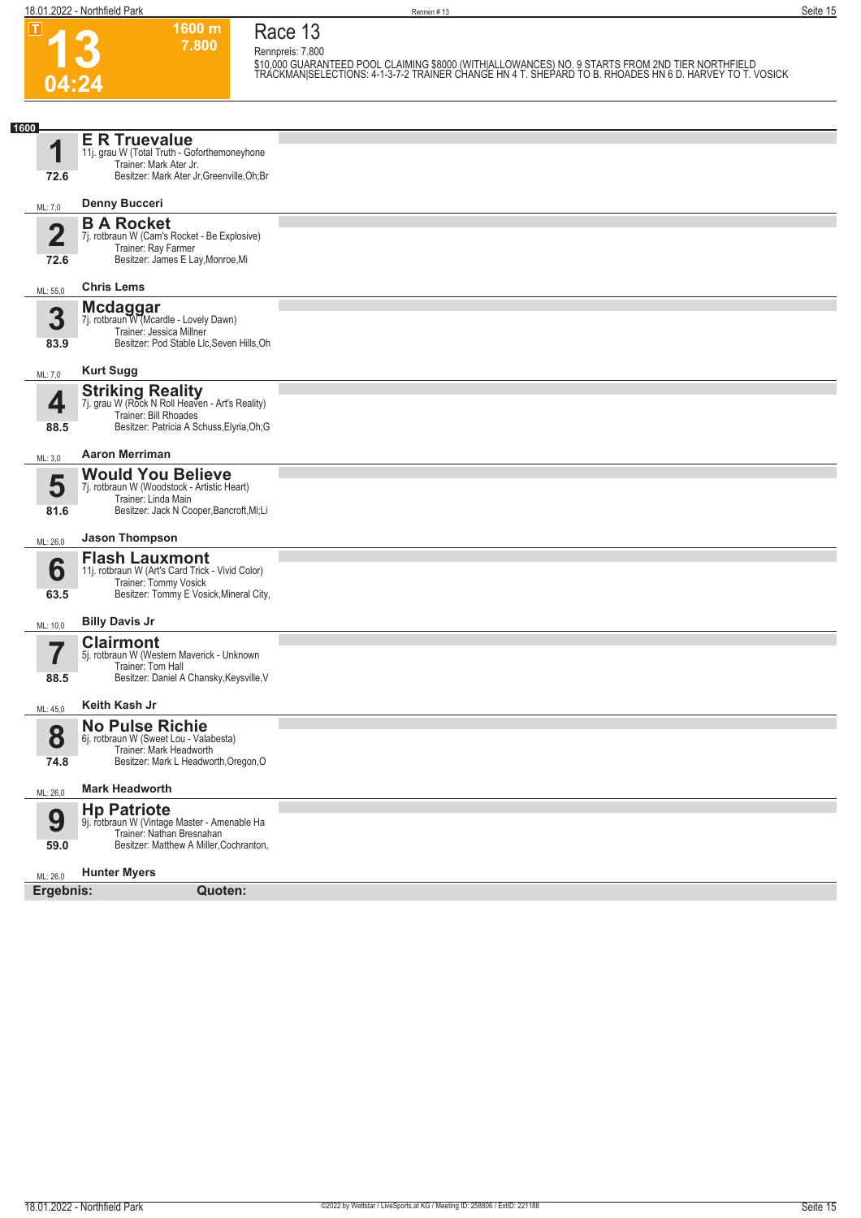# 13

**1600 m**
**7.800**

T

04:24

## Race 13

Rennpreis: 7.800

$10,000 GUARANTEED POOL CLAIMING $8000 (WITH|ALLOWANCES) NO. 9 STARTS FROM 2ND TIER NORTHFIELD TRACKMAN|SELECTIONS: 4-1-3-7-2 TRAINER CHANGE HN 4 T. SHEPARD TO B. RHOADES HN 6 D. HARVEY TO T. VOSICK

**1600**

### 1 E R Truevalue
11j. grau W (Total Truth - Goforthemoneyhone)
Trainer: Mark Ater Jr.
Besitzer: Mark Ater Jr,Greenville,Oh;Br
72.6
ML: 7,0 — **Denny Bucceri**

### 2 B A Rocket
7j. rotbraun W (Cam's Rocket - Be Explosive)
Trainer: Ray Farmer
Besitzer: James E Lay,Monroe,Mi
72.6
ML: 55,0 — **Chris Lems**

### 3 Mcdaggar
7j. rotbraun W (Mcardle - Lovely Dawn)
Trainer: Jessica Millner
Besitzer: Pod Stable Llc,Seven Hills,Oh
83.9
ML: 7,0 — **Kurt Sugg**

### 4 Striking Reality
7j. grau W (Rock N Roll Heaven - Art's Reality)
Trainer: Bill Rhoades
Besitzer: Patricia A Schuss,Elyria,Oh;G
88.5
ML: 3,0 — **Aaron Merriman**

### 5 Would You Believe
7j. rotbraun W (Woodstock - Artistic Heart)
Trainer: Linda Main
Besitzer: Jack N Cooper,Bancroft,Mi;Li
81.6
ML: 26,0 — **Jason Thompson**

### 6 Flash Lauxmont
11j. rotbraun W (Art's Card Trick - Vivid Color)
Trainer: Tommy Vosick
Besitzer: Tommy E Vosick,Mineral City,
63.5
ML: 10,0 — **Billy Davis Jr**

### 7 Clairmont
5j. rotbraun W (Western Maverick - Unknown
Trainer: Tom Hall
Besitzer: Daniel A Chansky,Keysville,V
88.5
ML: 45,0 — **Keith Kash Jr**

### 8 No Pulse Richie
6j. rotbraun W (Sweet Lou - Valabesta)
Trainer: Mark Headworth
Besitzer: Mark L Headworth,Oregon,O
74.8
ML: 26,0 — **Mark Headworth**

### 9 Hp Patriote
9j. rotbraun W (Vintage Master - Amenable Ha
Trainer: Nathan Bresnahan
Besitzer: Matthew A Miller,Cochranton,
59.0
ML: 26,0 — **Hunter Myers**

**Ergebnis:** **Quoten:**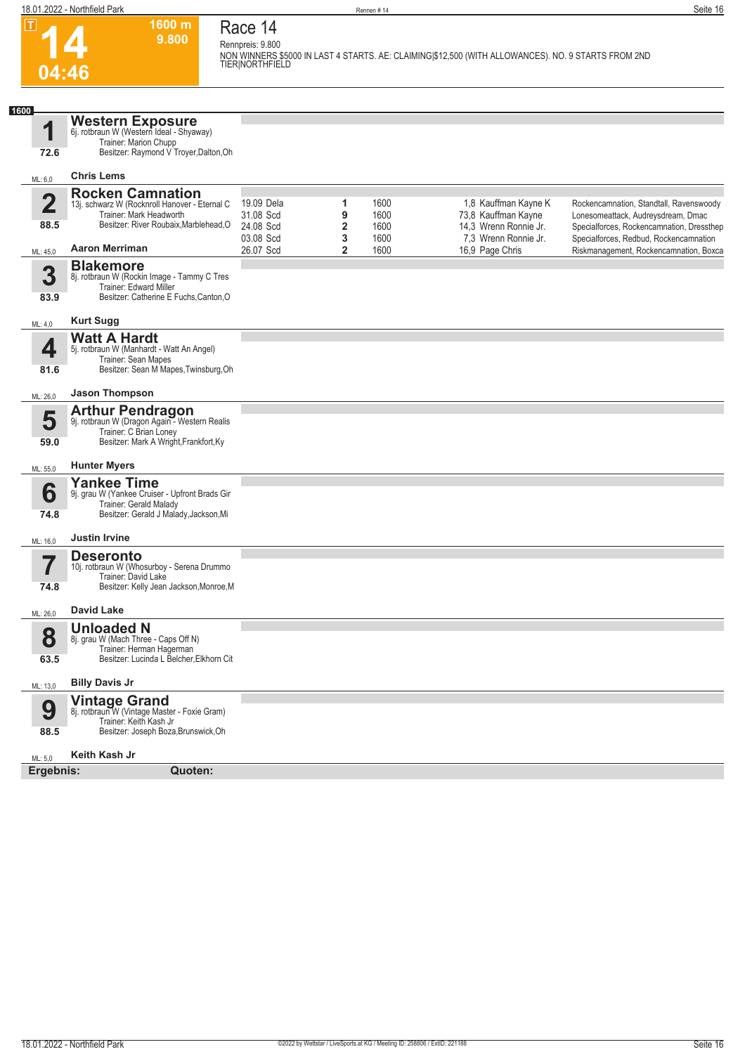# 14

**1600 m**
**9.800**

**04:46**

## Race 14

Rennpreis: 9.800

NON WINNERS $5000 IN LAST 4 STARTS. AE: CLAIMING|$12,500 (WITH ALLOWANCES). NO. 9 STARTS FROM 2ND TIER|NORTHFIELD

**1600**

### 1 Western Exposure
6j. rotbraun W (Western Ideal - Shyaway)
Trainer: Marion Chupp
Besitzer: Raymond V Troyer,Dalton,Oh
72.6
ML: 6,0 — **Chris Lems**

### 2 Rocken Camnation
13j. schwarz W (Rocknroll Hanover - Eternal C
Trainer: Mark Headworth
Besitzer: River Roubaix,Marblehead,O
88.5
ML: 45,0 — **Aaron Merriman**

| Datum | Platz | Distanz | Quote / Fahrer | Einlauf |
|---|---|---|---|---|
| 19.09 Dela | 1 | 1600 | 1,8 Kauffman Kayne K | Rockencamnation, Standtall, Ravenswoody |
| 31.08 Scd | 9 | 1600 | 73,8 Kauffman Kayne | Lonesomeattack, Audreysdream, Dmac |
| 24.08 Scd | 2 | 1600 | 14,3 Wrenn Ronnie Jr. | Specialforces, Rockencamnation, Dressthep |
| 03.08 Scd | 3 | 1600 | 7,3 Wrenn Ronnie Jr. | Specialforces, Redbud, Rockencamnation |
| 26.07 Scd | 2 | 1600 | 16,9 Page Chris | Riskmanagement, Rockencamnation, Boxca |

### 3 Blakemore
8j. rotbraun W (Rockin Image - Tammy C Tres
Trainer: Edward Miller
Besitzer: Catherine E Fuchs,Canton,O
83.9
ML: 4,0 — **Kurt Sugg**

### 4 Watt A Hardt
5j. rotbraun W (Manhardt - Watt An Angel)
Trainer: Sean Mapes
Besitzer: Sean M Mapes,Twinsburg,Oh
81.6
ML: 26,0 — **Jason Thompson**

### 5 Arthur Pendragon
9j. rotbraun W (Dragon Again - Western Realis
Trainer: C Brian Loney
Besitzer: Mark A Wright,Frankfort,Ky
59.0
ML: 55,0 — **Hunter Myers**

### 6 Yankee Time
9j. grau W (Yankee Cruiser - Upfront Brads Gir
Trainer: Gerald Malady
Besitzer: Gerald J Malady,Jackson,Mi
74.8
ML: 16,0 — **Justin Irvine**

### 7 Deseronto
10j. rotbraun W (Whosurboy - Serena Drummo
Trainer: David Lake
Besitzer: Kelly Jean Jackson,Monroe,M
74.8
ML: 26,0 — **David Lake**

### 8 Unloaded N
8j. grau W (Mach Three - Caps Off N)
Trainer: Herman Hagerman
Besitzer: Lucinda L Belcher,Elkhorn Cit
63.5
ML: 13,0 — **Billy Davis Jr**

### 9 Vintage Grand
8j. rotbraun W (Vintage Master - Foxie Gram)
Trainer: Keith Kash Jr
Besitzer: Joseph Boza,Brunswick,Oh
88.5
ML: 5,0 — **Keith Kash Jr**

**Ergebnis:** **Quoten:**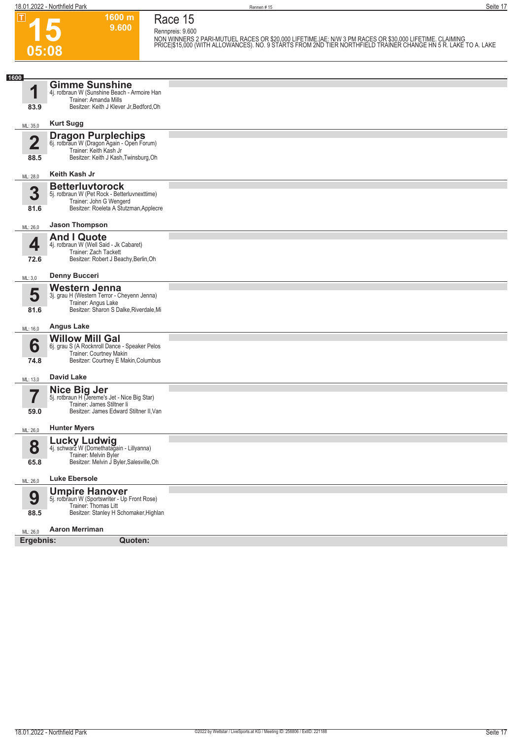# 15

**1600 m**
**9.600**

T

05:08

## Race 15

Rennpreis: 9.600

NON WINNERS 2 PARI-MUTUEL RACES OR $20,000 LIFETIME.|AE: N/W 3 PM RACES OR $30,000 LIFETIME. CLAIMING PRICE|$15,000 (WITH ALLOWANCES). NO. 9 STARTS FROM 2ND TIER NORTHFIELD TRAINER CHANGE HN 5 R. LAKE TO A. LAKE

**1600**

**1** **Gimme Sunshine**
4j. rotbraun W (Sunshine Beach - Armoire Han
Trainer: Amanda Mills
Besitzer: Keith J Klever Jr,Bedford,Oh
83.9
ML: 35,0 **Kurt Sugg**

**2** **Dragon Purplechips**
6j. rotbraun W (Dragon Again - Open Forum)
Trainer: Keith Kash Jr
Besitzer: Keith J Kash,Twinsburg,Oh
88.5
ML: 28,0 **Keith Kash Jr**

**3** **Betterluvtorock**
5j. rotbraun W (Pet Rock - Betterluvnexttime)
Trainer: John G Wengerd
Besitzer: Roeleta A Stutzman,Applecre
81.6
ML: 26,0 **Jason Thompson**

**4** **And I Quote**
4j. rotbraun W (Well Said - Jk Cabaret)
Trainer: Zach Tackett
Besitzer: Robert J Beachy,Berlin,Oh
72.6
ML: 3,0 **Denny Bucceri**

**5** **Western Jenna**
3j. grau H (Western Terror - Cheyenn Jenna)
Trainer: Angus Lake
Besitzer: Sharon S Dalke,Riverdale,Mi
81.6
ML: 16,0 **Angus Lake**

**6** **Willow Mill Gal**
6j. grau S (A Rocknroll Dance - Speaker Pelos
Trainer: Courtney Makin
Besitzer: Courtney E Makin,Columbus
74.8
ML: 13,0 **David Lake**

**7** **Nice Big Jer**
5j. rotbraun H (Jereme's Jet - Nice Big Star)
Trainer: James Stiltner Ii
Besitzer: James Edward Stiltner II,Van
59.0
ML: 26,0 **Hunter Myers**

**8** **Lucky Ludwig**
4j. schwarz W (Domethatagain - Lillyanna)
Trainer: Melvin Byler
Besitzer: Melvin J Byler,Salesville,Oh
65.8
ML: 26,0 **Luke Ebersole**

**9** **Umpire Hanover**
5j. rotbraun W (Sportswriter - Up Front Rose)
Trainer: Thomas Litt
Besitzer: Stanley H Schomaker,Highlan
88.5
ML: 26,0 **Aaron Merriman**

**Ergebnis:** **Quoten:**